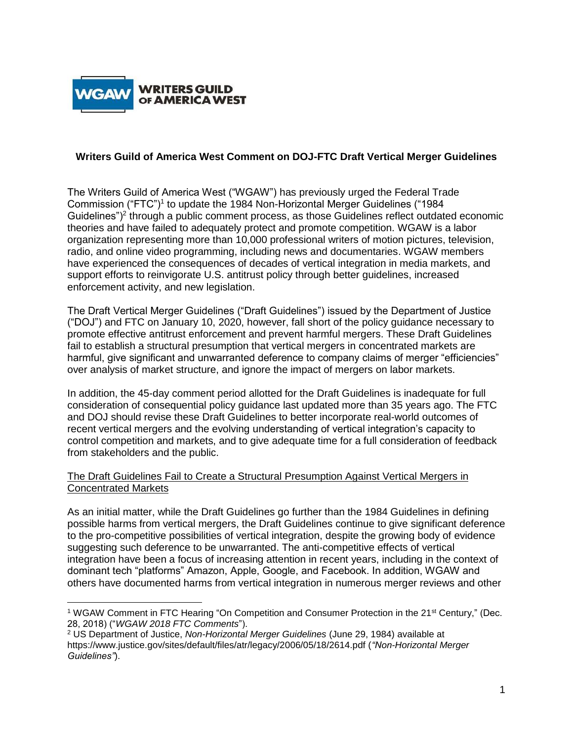**Writers Guild of America West Comment on DOJ-FTC Draft Vertical Merger Guidelines**

The Writers Guild of America West ("WGAW") has previously urged the Federal Trade Commission ("FTC")[1] to update the 1984 Non-Horizontal Merger Guidelines ("1984 Guidelines")[2] through a public comment process, as those Guidelines reflect outdated economic theories and have failed to adequately protect and promote competition. WGAW is a labor organization representing more than 10,000 professional writers of motion pictures, television, radio, and online video programming, including news and documentaries. WGAW members have experienced the consequences of decades of vertical integration in media markets, and support efforts to reinvigorate U.S. antitrust policy through better guidelines, increased enforcement activity, and new legislation.

The Draft Vertical Merger Guidelines ("Draft Guidelines") issued by the Department of Justice ("DOJ") and FTC on January 10, 2020, however, fall short of the policy guidance necessary to promote effective antitrust enforcement and prevent harmful mergers. These Draft Guidelines fail to establish a structural presumption that vertical mergers in concentrated markets are harmful, give significant and unwarranted deference to company claims of merger "efficiencies" over analysis of market structure, and ignore the impact of mergers on labor markets.

In addition, the 45-day comment period allotted for the Draft Guidelines is inadequate for full consideration of consequential policy guidance last updated more than 35 years ago. The FTC and DOJ should revise these Draft Guidelines to better incorporate real-world outcomes of recent vertical mergers and the evolving understanding of vertical integration's capacity to control competition and markets, and to give adequate time for a full consideration of feedback from stakeholders and the public.

## The Draft Guidelines Fail to Create a Structural Presumption Against Vertical Mergers in Concentrated Markets

As an initial matter, while the Draft Guidelines go further than the 1984 Guidelines in defining possible harms from vertical mergers, the Draft Guidelines continue to give significant deference to the pro-competitive possibilities of vertical integration, despite the growing body of evidence suggesting such deference to be unwarranted. The anti-competitive effects of vertical integration have been a focus of increasing attention in recent years, including in the context of dominant tech "platforms" Amazon, Apple, Google, and Facebook. In addition, WGAW and others have documented harms from vertical integration in numerous merger reviews and other

---

[1] WGAW Comment in FTC Hearing "On Competition and Consumer Protection in the 21st Century," (Dec. 28, 2018) ("*WGAW 2018 FTC Comments*").

[2] US Department of Justice, *Non-Horizontal Merger Guidelines* (June 29, 1984) available at https://www.justice.gov/sites/default/files/atr/legacy/2006/05/18/2614.pdf (*"Non-Horizontal Merger Guidelines"*).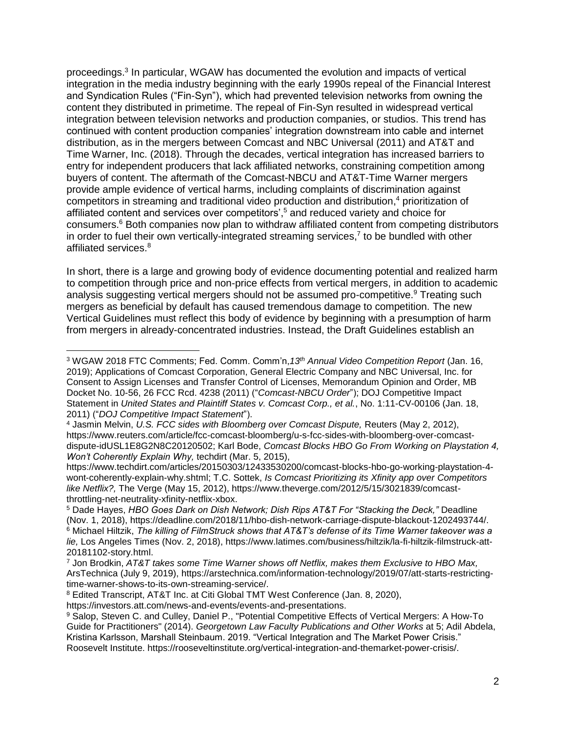proceedings.[3] In particular, WGAW has documented the evolution and impacts of vertical integration in the media industry beginning with the early 1990s repeal of the Financial Interest and Syndication Rules ("Fin-Syn"), which had prevented television networks from owning the content they distributed in primetime. The repeal of Fin-Syn resulted in widespread vertical integration between television networks and production companies, or studios. This trend has continued with content production companies' integration downstream into cable and internet distribution, as in the mergers between Comcast and NBC Universal (2011) and AT&T and Time Warner, Inc. (2018). Through the decades, vertical integration has increased barriers to entry for independent producers that lack affiliated networks, constraining competition among buyers of content. The aftermath of the Comcast-NBCU and AT&T-Time Warner mergers provide ample evidence of vertical harms, including complaints of discrimination against competitors in streaming and traditional video production and distribution,[4] prioritization of affiliated content and services over competitors',[5] and reduced variety and choice for consumers.[6] Both companies now plan to withdraw affiliated content from competing distributors in order to fuel their own vertically-integrated streaming services,[7] to be bundled with other affiliated services.[8]

In short, there is a large and growing body of evidence documenting potential and realized harm to competition through price and non-price effects from vertical mergers, in addition to academic analysis suggesting vertical mergers should not be assumed pro-competitive.[9] Treating such mergers as beneficial by default has caused tremendous damage to competition. The new Vertical Guidelines must reflect this body of evidence by beginning with a presumption of harm from mergers in already-concentrated industries. Instead, the Draft Guidelines establish an

---

[3] WGAW 2018 FTC Comments; Fed. Comm. Comm'n, *13th Annual Video Competition Report* (Jan. 16, 2019); Applications of Comcast Corporation, General Electric Company and NBC Universal, Inc. for Consent to Assign Licenses and Transfer Control of Licenses, Memorandum Opinion and Order, MB Docket No. 10-56, 26 FCC Rcd. 4238 (2011) ("*Comcast-NBCU Order*"); DOJ Competitive Impact Statement in *United States and Plaintiff States v. Comcast Corp., et al.*, No. 1:11-CV-00106 (Jan. 18, 2011) ("*DOJ Competitive Impact Statement*").

[4] Jasmin Melvin, *U.S. FCC sides with Bloomberg over Comcast Dispute,* Reuters (May 2, 2012), https://www.reuters.com/article/fcc-comcast-bloomberg/u-s-fcc-sides-with-bloomberg-over-comcast-dispute-idUSL1E8G2N8C20120502; Karl Bode, *Comcast Blocks HBO Go From Working on Playstation 4, Won't Coherently Explain Why,* techdirt (Mar. 5, 2015), https://www.techdirt.com/articles/20150303/12433530200/comcast-blocks-hbo-go-working-playstation-4-wont-coherently-explain-why.shtml; T.C. Sottek, *Is Comcast Prioritizing its Xfinity app over Competitors like Netflix?,* The Verge (May 15, 2012), https://www.theverge.com/2012/5/15/3021839/comcast-throttling-net-neutrality-xfinity-netflix-xbox.

[5] Dade Hayes, *HBO Goes Dark on Dish Network; Dish Rips AT&T For "Stacking the Deck,"* Deadline (Nov. 1, 2018), https://deadline.com/2018/11/hbo-dish-network-carriage-dispute-blackout-1202493744/.

[6] Michael Hiltzik, *The killing of FilmStruck shows that AT&T's defense of its Time Warner takeover was a lie,* Los Angeles Times (Nov. 2, 2018), https://www.latimes.com/business/hiltzik/la-fi-hiltzik-filmstruck-att-20181102-story.html.

[7] Jon Brodkin, *AT&T takes some Time Warner shows off Netflix, makes them Exclusive to HBO Max,* ArsTechnica (July 9, 2019), https://arstechnica.com/information-technology/2019/07/att-starts-restricting-time-warner-shows-to-its-own-streaming-service/.

[8] Edited Transcript, AT&T Inc. at Citi Global TMT West Conference (Jan. 8, 2020), https://investors.att.com/news-and-events/events-and-presentations.

[9] Salop, Steven C. and Culley, Daniel P., "Potential Competitive Effects of Vertical Mergers: A How-To Guide for Practitioners" (2014). *Georgetown Law Faculty Publications and Other Works* at 5; Adil Abdela, Kristina Karlsson, Marshall Steinbaum. 2019. "Vertical Integration and The Market Power Crisis." Roosevelt Institute. https://rooseveltinstitute.org/vertical-integration-and-themarket-power-crisis/.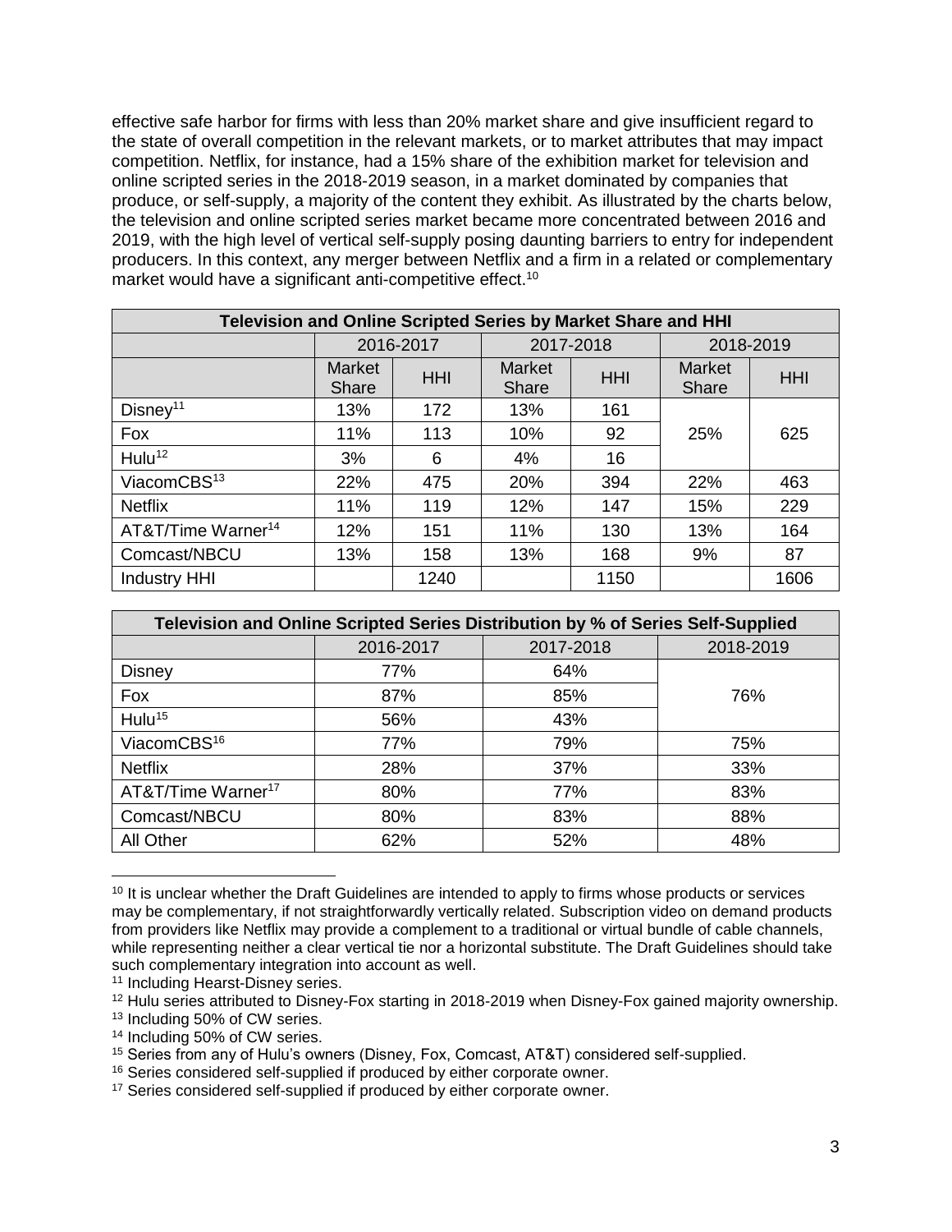effective safe harbor for firms with less than 20% market share and give insufficient regard to the state of overall competition in the relevant markets, or to market attributes that may impact competition. Netflix, for instance, had a 15% share of the exhibition market for television and online scripted series in the 2018-2019 season, in a market dominated by companies that produce, or self-supply, a majority of the content they exhibit. As illustrated by the charts below, the television and online scripted series market became more concentrated between 2016 and 2019, with the high level of vertical self-supply posing daunting barriers to entry for independent producers. In this context, any merger between Netflix and a firm in a related or complementary market would have a significant anti-competitive effect.[10]

| Television and Online Scripted Series by Market Share and HHI | | | | | | |
|---|---|---|---|---|---|---|
| | 2016-2017 | | 2017-2018 | | 2018-2019 | |
| | Market Share | HHI | Market Share | HHI | Market Share | HHI |
| Disney[11] | 13% | 172 | 13% | 161 | 25% | 625 |
| Fox | 11% | 113 | 10% | 92 | | |
| Hulu[12] | 3% | 6 | 4% | 16 | | |
| ViacomCBS[13] | 22% | 475 | 20% | 394 | 22% | 463 |
| Netflix | 11% | 119 | 12% | 147 | 15% | 229 |
| AT&T/Time Warner[14] | 12% | 151 | 11% | 130 | 13% | 164 |
| Comcast/NBCU | 13% | 158 | 13% | 168 | 9% | 87 |
| Industry HHI | | 1240 | | 1150 | | 1606 |

| Television and Online Scripted Series Distribution by % of Series Self-Supplied | | | |
|---|---|---|---|
| | 2016-2017 | 2017-2018 | 2018-2019 |
| Disney | 77% | 64% | 76% |
| Fox | 87% | 85% | |
| Hulu[15] | 56% | 43% | |
| ViacomCBS[16] | 77% | 79% | 75% |
| Netflix | 28% | 37% | 33% |
| AT&T/Time Warner[17] | 80% | 77% | 83% |
| Comcast/NBCU | 80% | 83% | 88% |
| All Other | 62% | 52% | 48% |

[10] It is unclear whether the Draft Guidelines are intended to apply to firms whose products or services may be complementary, if not straightforwardly vertically related. Subscription video on demand products from providers like Netflix may provide a complement to a traditional or virtual bundle of cable channels, while representing neither a clear vertical tie nor a horizontal substitute. The Draft Guidelines should take such complementary integration into account as well.

[11] Including Hearst-Disney series.

[12] Hulu series attributed to Disney-Fox starting in 2018-2019 when Disney-Fox gained majority ownership.

[13] Including 50% of CW series.

[14] Including 50% of CW series.

[15] Series from any of Hulu's owners (Disney, Fox, Comcast, AT&T) considered self-supplied.

[16] Series considered self-supplied if produced by either corporate owner.

[17] Series considered self-supplied if produced by either corporate owner.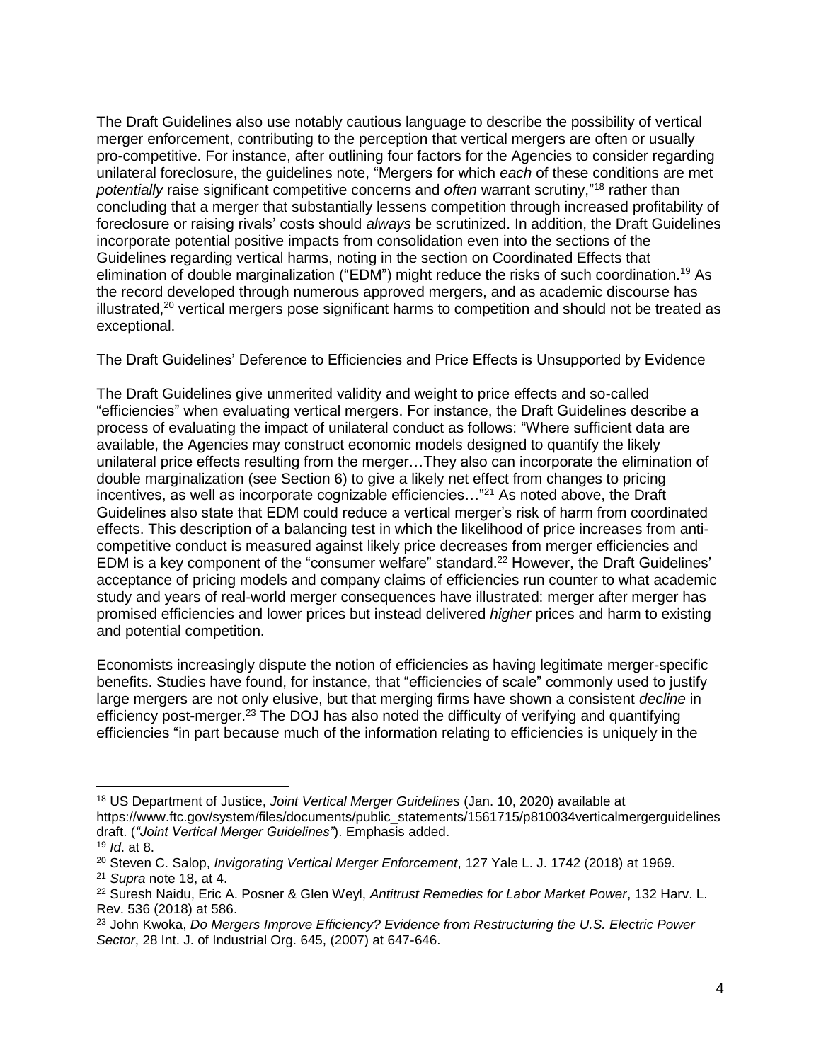The Draft Guidelines also use notably cautious language to describe the possibility of vertical merger enforcement, contributing to the perception that vertical mergers are often or usually pro-competitive. For instance, after outlining four factors for the Agencies to consider regarding unilateral foreclosure, the guidelines note, "Mergers for which *each* of these conditions are met *potentially* raise significant competitive concerns and *often* warrant scrutiny,"[18] rather than concluding that a merger that substantially lessens competition through increased profitability of foreclosure or raising rivals' costs should *always* be scrutinized. In addition, the Draft Guidelines incorporate potential positive impacts from consolidation even into the sections of the Guidelines regarding vertical harms, noting in the section on Coordinated Effects that elimination of double marginalization ("EDM") might reduce the risks of such coordination.[19] As the record developed through numerous approved mergers, and as academic discourse has illustrated,[20] vertical mergers pose significant harms to competition and should not be treated as exceptional.

<u>The Draft Guidelines' Deference to Efficiencies and Price Effects is Unsupported by Evidence</u>

The Draft Guidelines give unmerited validity and weight to price effects and so-called "efficiencies" when evaluating vertical mergers. For instance, the Draft Guidelines describe a process of evaluating the impact of unilateral conduct as follows: "Where sufficient data are available, the Agencies may construct economic models designed to quantify the likely unilateral price effects resulting from the merger…They also can incorporate the elimination of double marginalization (see Section 6) to give a likely net effect from changes to pricing incentives, as well as incorporate cognizable efficiencies…"[21] As noted above, the Draft Guidelines also state that EDM could reduce a vertical merger's risk of harm from coordinated effects. This description of a balancing test in which the likelihood of price increases from anti-competitive conduct is measured against likely price decreases from merger efficiencies and EDM is a key component of the "consumer welfare" standard.[22] However, the Draft Guidelines' acceptance of pricing models and company claims of efficiencies run counter to what academic study and years of real-world merger consequences have illustrated: merger after merger has promised efficiencies and lower prices but instead delivered *higher* prices and harm to existing and potential competition.

Economists increasingly dispute the notion of efficiencies as having legitimate merger-specific benefits. Studies have found, for instance, that "efficiencies of scale" commonly used to justify large mergers are not only elusive, but that merging firms have shown a consistent *decline* in efficiency post-merger.[23] The DOJ has also noted the difficulty of verifying and quantifying efficiencies "in part because much of the information relating to efficiencies is uniquely in the

---

[18] US Department of Justice, *Joint Vertical Merger Guidelines* (Jan. 10, 2020) available at https://www.ftc.gov/system/files/documents/public_statements/1561715/p810034verticalmergerguidelines draft. (*"Joint Vertical Merger Guidelines"*). Emphasis added.

[19] *Id*. at 8.

[20] Steven C. Salop, *Invigorating Vertical Merger Enforcement*, 127 Yale L. J. 1742 (2018) at 1969.

[21] *Supra* note 18, at 4.

[22] Suresh Naidu, Eric A. Posner & Glen Weyl, *Antitrust Remedies for Labor Market Power*, 132 Harv. L. Rev. 536 (2018) at 586.

[23] John Kwoka, *Do Mergers Improve Efficiency? Evidence from Restructuring the U.S. Electric Power Sector*, 28 Int. J. of Industrial Org. 645, (2007) at 647-646.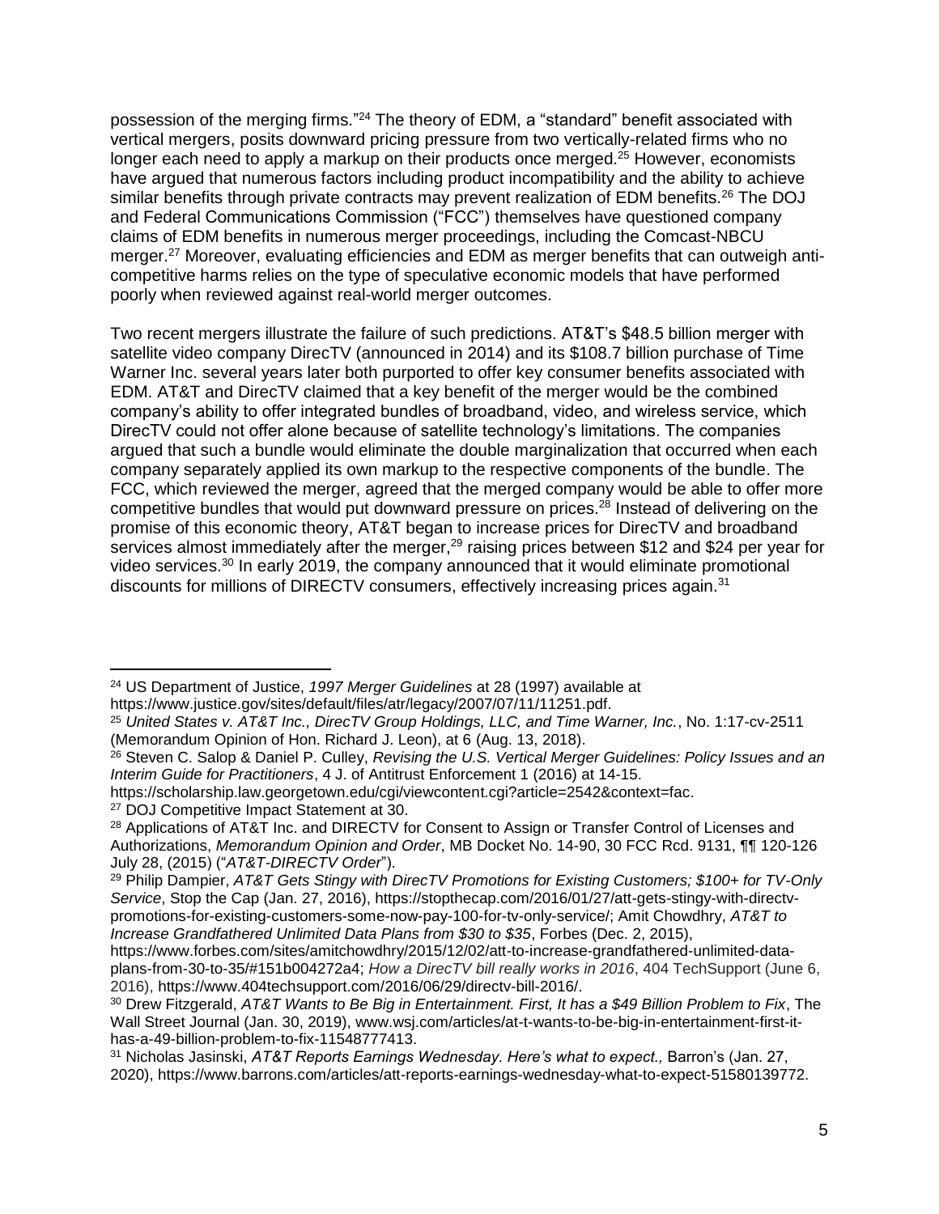possession of the merging firms."[24] The theory of EDM, a "standard" benefit associated with vertical mergers, posits downward pricing pressure from two vertically-related firms who no longer each need to apply a markup on their products once merged.[25] However, economists have argued that numerous factors including product incompatibility and the ability to achieve similar benefits through private contracts may prevent realization of EDM benefits.[26] The DOJ and Federal Communications Commission ("FCC") themselves have questioned company claims of EDM benefits in numerous merger proceedings, including the Comcast-NBCU merger.[27] Moreover, evaluating efficiencies and EDM as merger benefits that can outweigh anti-competitive harms relies on the type of speculative economic models that have performed poorly when reviewed against real-world merger outcomes.

Two recent mergers illustrate the failure of such predictions. AT&T's $48.5 billion merger with satellite video company DirecTV (announced in 2014) and its $108.7 billion purchase of Time Warner Inc. several years later both purported to offer key consumer benefits associated with EDM. AT&T and DirecTV claimed that a key benefit of the merger would be the combined company's ability to offer integrated bundles of broadband, video, and wireless service, which DirecTV could not offer alone because of satellite technology's limitations. The companies argued that such a bundle would eliminate the double marginalization that occurred when each company separately applied its own markup to the respective components of the bundle. The FCC, which reviewed the merger, agreed that the merged company would be able to offer more competitive bundles that would put downward pressure on prices.[28] Instead of delivering on the promise of this economic theory, AT&T began to increase prices for DirecTV and broadband services almost immediately after the merger,[29] raising prices between $12 and $24 per year for video services.[30] In early 2019, the company announced that it would eliminate promotional discounts for millions of DIRECTV consumers, effectively increasing prices again.[31]

---

[24] US Department of Justice, *1997 Merger Guidelines* at 28 (1997) available at https://www.justice.gov/sites/default/files/atr/legacy/2007/07/11/11251.pdf.

[25] *United States v. AT&T Inc., DirecTV Group Holdings, LLC, and Time Warner, Inc.*, No. 1:17-cv-2511 (Memorandum Opinion of Hon. Richard J. Leon), at 6 (Aug. 13, 2018).

[26] Steven C. Salop & Daniel P. Culley, *Revising the U.S. Vertical Merger Guidelines: Policy Issues and an Interim Guide for Practitioners*, 4 J. of Antitrust Enforcement 1 (2016) at 14-15. https://scholarship.law.georgetown.edu/cgi/viewcontent.cgi?article=2542&context=fac.

[27] DOJ Competitive Impact Statement at 30.

[28] Applications of AT&T Inc. and DIRECTV for Consent to Assign or Transfer Control of Licenses and Authorizations, *Memorandum Opinion and Order*, MB Docket No. 14-90, 30 FCC Rcd. 9131, ¶¶ 120-126 July 28, (2015) ("*AT&T-DIRECTV Order*").

[29] Philip Dampier, *AT&T Gets Stingy with DirecTV Promotions for Existing Customers; $100+ for TV-Only Service*, Stop the Cap (Jan. 27, 2016), https://stopthecap.com/2016/01/27/att-gets-stingy-with-directv-promotions-for-existing-customers-some-now-pay-100-for-tv-only-service/; Amit Chowdhry, *AT&T to Increase Grandfathered Unlimited Data Plans from $30 to $35*, Forbes (Dec. 2, 2015), https://www.forbes.com/sites/amitchowdhry/2015/12/02/att-to-increase-grandfathered-unlimited-data-plans-from-30-to-35/#151b004272a4; *How a DirecTV bill really works in 2016*, 404 TechSupport (June 6, 2016), https://www.404techsupport.com/2016/06/29/directv-bill-2016/.

[30] Drew Fitzgerald, *AT&T Wants to Be Big in Entertainment. First, It has a $49 Billion Problem to Fix*, The Wall Street Journal (Jan. 30, 2019), www.wsj.com/articles/at-t-wants-to-be-big-in-entertainment-first-it-has-a-49-billion-problem-to-fix-11548777413.

[31] Nicholas Jasinski, *AT&T Reports Earnings Wednesday. Here's what to expect.,* Barron's (Jan. 27, 2020), https://www.barrons.com/articles/att-reports-earnings-wednesday-what-to-expect-51580139772.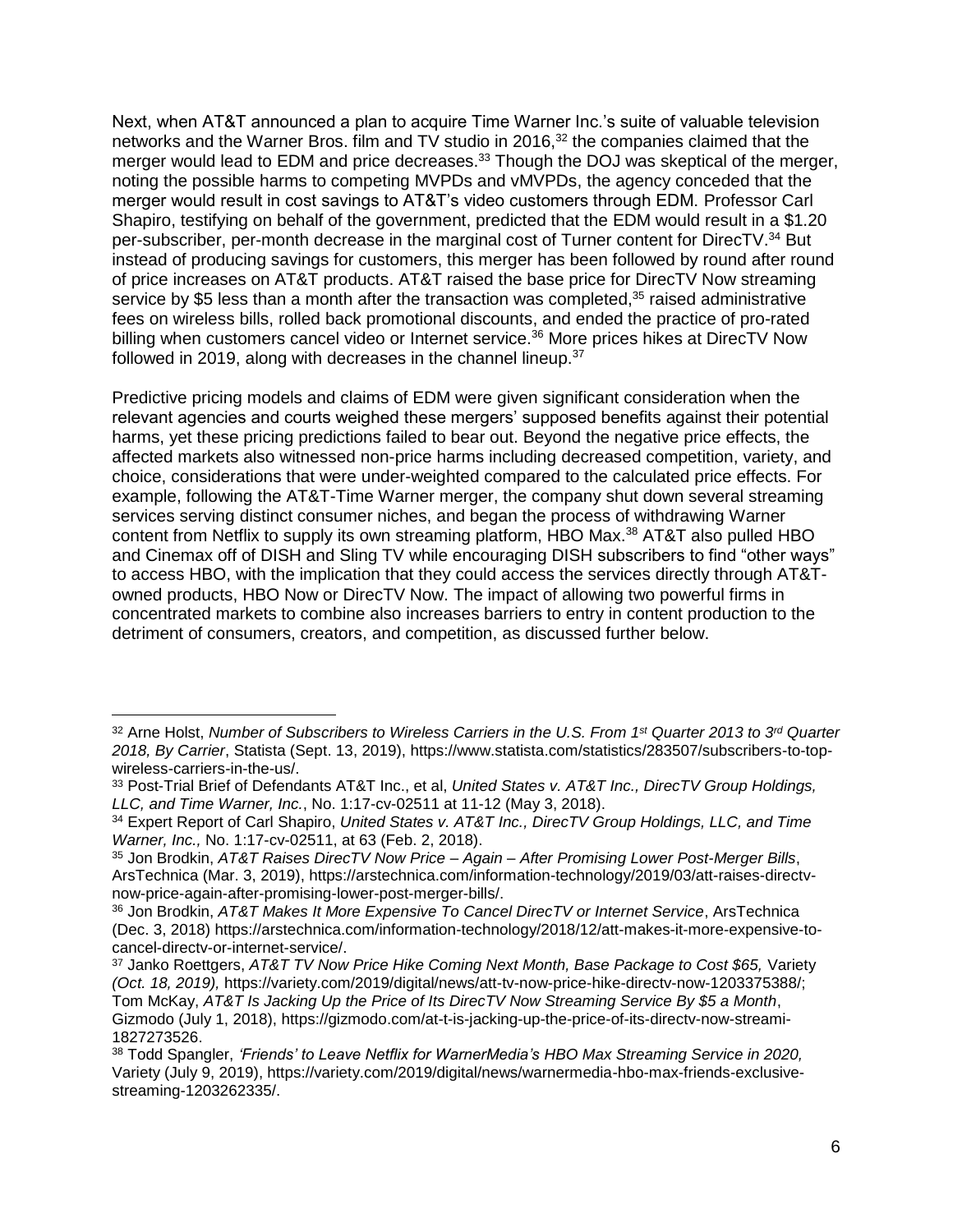Next, when AT&T announced a plan to acquire Time Warner Inc.'s suite of valuable television networks and the Warner Bros. film and TV studio in 2016,[32] the companies claimed that the merger would lead to EDM and price decreases.[33] Though the DOJ was skeptical of the merger, noting the possible harms to competing MVPDs and vMVPDs, the agency conceded that the merger would result in cost savings to AT&T's video customers through EDM. Professor Carl Shapiro, testifying on behalf of the government, predicted that the EDM would result in a $1.20 per-subscriber, per-month decrease in the marginal cost of Turner content for DirecTV.[34] But instead of producing savings for customers, this merger has been followed by round after round of price increases on AT&T products. AT&T raised the base price for DirecTV Now streaming service by $5 less than a month after the transaction was completed,[35] raised administrative fees on wireless bills, rolled back promotional discounts, and ended the practice of pro-rated billing when customers cancel video or Internet service.[36] More prices hikes at DirecTV Now followed in 2019, along with decreases in the channel lineup.[37]

Predictive pricing models and claims of EDM were given significant consideration when the relevant agencies and courts weighed these mergers' supposed benefits against their potential harms, yet these pricing predictions failed to bear out. Beyond the negative price effects, the affected markets also witnessed non-price harms including decreased competition, variety, and choice, considerations that were under-weighted compared to the calculated price effects. For example, following the AT&T-Time Warner merger, the company shut down several streaming services serving distinct consumer niches, and began the process of withdrawing Warner content from Netflix to supply its own streaming platform, HBO Max.[38] AT&T also pulled HBO and Cinemax off of DISH and Sling TV while encouraging DISH subscribers to find "other ways" to access HBO, with the implication that they could access the services directly through AT&T-owned products, HBO Now or DirecTV Now. The impact of allowing two powerful firms in concentrated markets to combine also increases barriers to entry in content production to the detriment of consumers, creators, and competition, as discussed further below.

---

[32] Arne Holst, *Number of Subscribers to Wireless Carriers in the U.S. From 1st Quarter 2013 to 3rd Quarter 2018, By Carrier*, Statista (Sept. 13, 2019), https://www.statista.com/statistics/283507/subscribers-to-top-wireless-carriers-in-the-us/.

[33] Post-Trial Brief of Defendants AT&T Inc., et al, *United States v. AT&T Inc., DirecTV Group Holdings, LLC, and Time Warner, Inc.*, No. 1:17-cv-02511 at 11-12 (May 3, 2018).

[34] Expert Report of Carl Shapiro, *United States v. AT&T Inc., DirecTV Group Holdings, LLC, and Time Warner, Inc.,* No. 1:17-cv-02511, at 63 (Feb. 2, 2018).

[35] Jon Brodkin, *AT&T Raises DirecTV Now Price – Again – After Promising Lower Post-Merger Bills*, ArsTechnica (Mar. 3, 2019), https://arstechnica.com/information-technology/2019/03/att-raises-directv-now-price-again-after-promising-lower-post-merger-bills/.

[36] Jon Brodkin, *AT&T Makes It More Expensive To Cancel DirecTV or Internet Service*, ArsTechnica (Dec. 3, 2018) https://arstechnica.com/information-technology/2018/12/att-makes-it-more-expensive-to-cancel-directv-or-internet-service/.

[37] Janko Roettgers, *AT&T TV Now Price Hike Coming Next Month, Base Package to Cost $65,* Variety *(Oct. 18, 2019),* https://variety.com/2019/digital/news/att-tv-now-price-hike-directv-now-1203375388/; Tom McKay, *AT&T Is Jacking Up the Price of Its DirecTV Now Streaming Service By $5 a Month*, Gizmodo (July 1, 2018), https://gizmodo.com/at-t-is-jacking-up-the-price-of-its-directv-now-streami-1827273526.

[38] Todd Spangler, *'Friends' to Leave Netflix for WarnerMedia's HBO Max Streaming Service in 2020,* Variety (July 9, 2019), https://variety.com/2019/digital/news/warnermedia-hbo-max-friends-exclusive-streaming-1203262335/.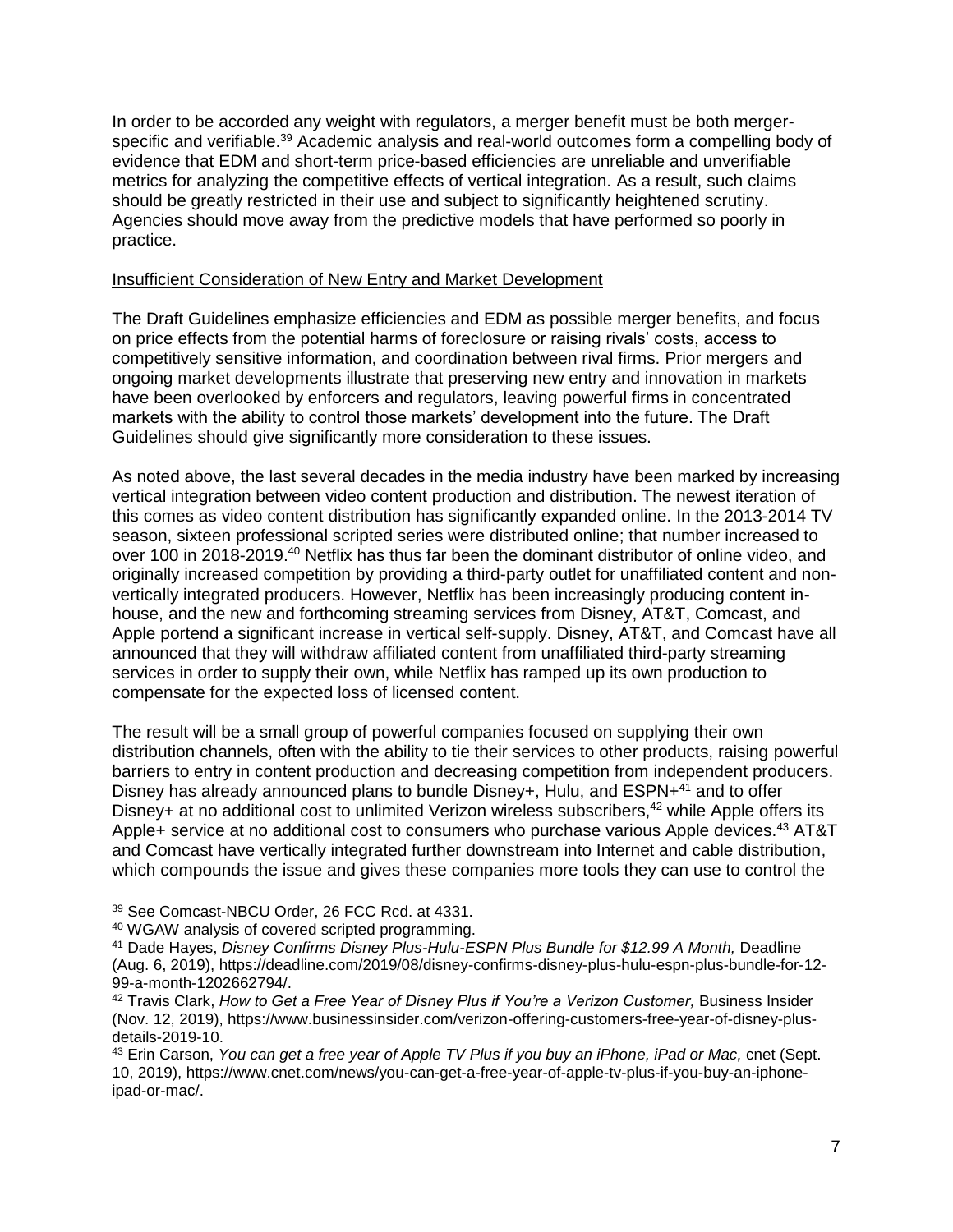In order to be accorded any weight with regulators, a merger benefit must be both merger-specific and verifiable.[39] Academic analysis and real-world outcomes form a compelling body of evidence that EDM and short-term price-based efficiencies are unreliable and unverifiable metrics for analyzing the competitive effects of vertical integration. As a result, such claims should be greatly restricted in their use and subject to significantly heightened scrutiny. Agencies should move away from the predictive models that have performed so poorly in practice.

<u>Insufficient Consideration of New Entry and Market Development</u>

The Draft Guidelines emphasize efficiencies and EDM as possible merger benefits, and focus on price effects from the potential harms of foreclosure or raising rivals' costs, access to competitively sensitive information, and coordination between rival firms. Prior mergers and ongoing market developments illustrate that preserving new entry and innovation in markets have been overlooked by enforcers and regulators, leaving powerful firms in concentrated markets with the ability to control those markets' development into the future. The Draft Guidelines should give significantly more consideration to these issues.

As noted above, the last several decades in the media industry have been marked by increasing vertical integration between video content production and distribution. The newest iteration of this comes as video content distribution has significantly expanded online. In the 2013-2014 TV season, sixteen professional scripted series were distributed online; that number increased to over 100 in 2018-2019.[40] Netflix has thus far been the dominant distributor of online video, and originally increased competition by providing a third-party outlet for unaffiliated content and non-vertically integrated producers. However, Netflix has been increasingly producing content in-house, and the new and forthcoming streaming services from Disney, AT&T, Comcast, and Apple portend a significant increase in vertical self-supply. Disney, AT&T, and Comcast have all announced that they will withdraw affiliated content from unaffiliated third-party streaming services in order to supply their own, while Netflix has ramped up its own production to compensate for the expected loss of licensed content.

The result will be a small group of powerful companies focused on supplying their own distribution channels, often with the ability to tie their services to other products, raising powerful barriers to entry in content production and decreasing competition from independent producers. Disney has already announced plans to bundle Disney+, Hulu, and ESPN+[41] and to offer Disney+ at no additional cost to unlimited Verizon wireless subscribers,[42] while Apple offers its Apple+ service at no additional cost to consumers who purchase various Apple devices.[43] AT&T and Comcast have vertically integrated further downstream into Internet and cable distribution, which compounds the issue and gives these companies more tools they can use to control the

---

[39] See Comcast-NBCU Order, 26 FCC Rcd. at 4331.

[40] WGAW analysis of covered scripted programming.

[41] Dade Hayes, *Disney Confirms Disney Plus-Hulu-ESPN Plus Bundle for $12.99 A Month,* Deadline (Aug. 6, 2019), https://deadline.com/2019/08/disney-confirms-disney-plus-hulu-espn-plus-bundle-for-12-99-a-month-1202662794/.

[42] Travis Clark, *How to Get a Free Year of Disney Plus if You're a Verizon Customer,* Business Insider (Nov. 12, 2019), https://www.businessinsider.com/verizon-offering-customers-free-year-of-disney-plus-details-2019-10.

[43] Erin Carson, *You can get a free year of Apple TV Plus if you buy an iPhone, iPad or Mac,* cnet (Sept. 10, 2019), https://www.cnet.com/news/you-can-get-a-free-year-of-apple-tv-plus-if-you-buy-an-iphone-ipad-or-mac/.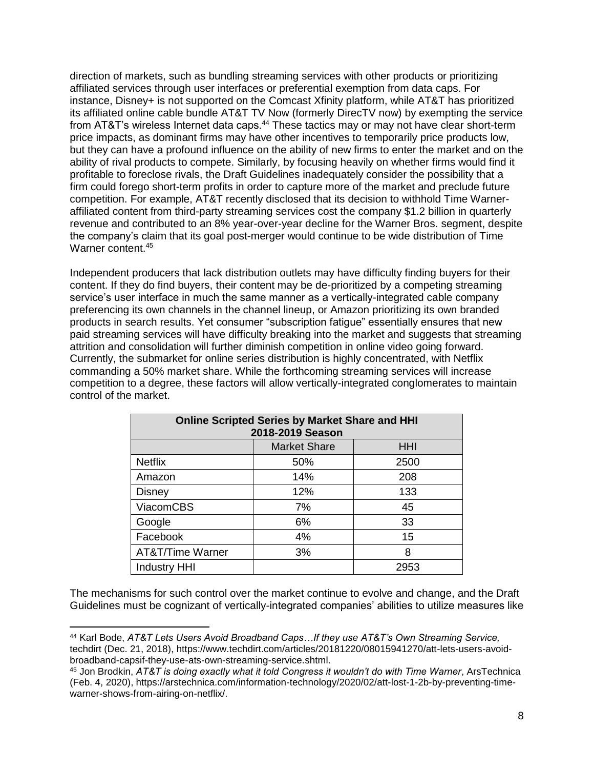direction of markets, such as bundling streaming services with other products or prioritizing affiliated services through user interfaces or preferential exemption from data caps. For instance, Disney+ is not supported on the Comcast Xfinity platform, while AT&T has prioritized its affiliated online cable bundle AT&T TV Now (formerly DirecTV now) by exempting the service from AT&T's wireless Internet data caps.[44] These tactics may or may not have clear short-term price impacts, as dominant firms may have other incentives to temporarily price products low, but they can have a profound influence on the ability of new firms to enter the market and on the ability of rival products to compete. Similarly, by focusing heavily on whether firms would find it profitable to foreclose rivals, the Draft Guidelines inadequately consider the possibility that a firm could forego short-term profits in order to capture more of the market and preclude future competition. For example, AT&T recently disclosed that its decision to withhold Time Warner-affiliated content from third-party streaming services cost the company $1.2 billion in quarterly revenue and contributed to an 8% year-over-year decline for the Warner Bros. segment, despite the company's claim that its goal post-merger would continue to be wide distribution of Time Warner content.[45]

Independent producers that lack distribution outlets may have difficulty finding buyers for their content. If they do find buyers, their content may be de-prioritized by a competing streaming service's user interface in much the same manner as a vertically-integrated cable company preferencing its own channels in the channel lineup, or Amazon prioritizing its own branded products in search results. Yet consumer "subscription fatigue" essentially ensures that new paid streaming services will have difficulty breaking into the market and suggests that streaming attrition and consolidation will further diminish competition in online video going forward. Currently, the submarket for online series distribution is highly concentrated, with Netflix commanding a 50% market share. While the forthcoming streaming services will increase competition to a degree, these factors will allow vertically-integrated conglomerates to maintain control of the market.

| **Online Scripted Series by Market Share and HHI 2018-2019 Season** | | |
|---|---|---|
| | Market Share | HHI |
| Netflix | 50% | 2500 |
| Amazon | 14% | 208 |
| Disney | 12% | 133 |
| ViacomCBS | 7% | 45 |
| Google | 6% | 33 |
| Facebook | 4% | 15 |
| AT&T/Time Warner | 3% | 8 |
| Industry HHI | | 2953 |

The mechanisms for such control over the market continue to evolve and change, and the Draft Guidelines must be cognizant of vertically-integrated companies' abilities to utilize measures like

[44] Karl Bode, *AT&T Lets Users Avoid Broadband Caps…If they use AT&T's Own Streaming Service,* techdirt (Dec. 21, 2018), https://www.techdirt.com/articles/20181220/08015941270/att-lets-users-avoid-broadband-capsif-they-use-ats-own-streaming-service.shtml.

[45] Jon Brodkin, *AT&T is doing exactly what it told Congress it wouldn't do with Time Warner*, ArsTechnica (Feb. 4, 2020), https://arstechnica.com/information-technology/2020/02/att-lost-1-2b-by-preventing-time-warner-shows-from-airing-on-netflix/.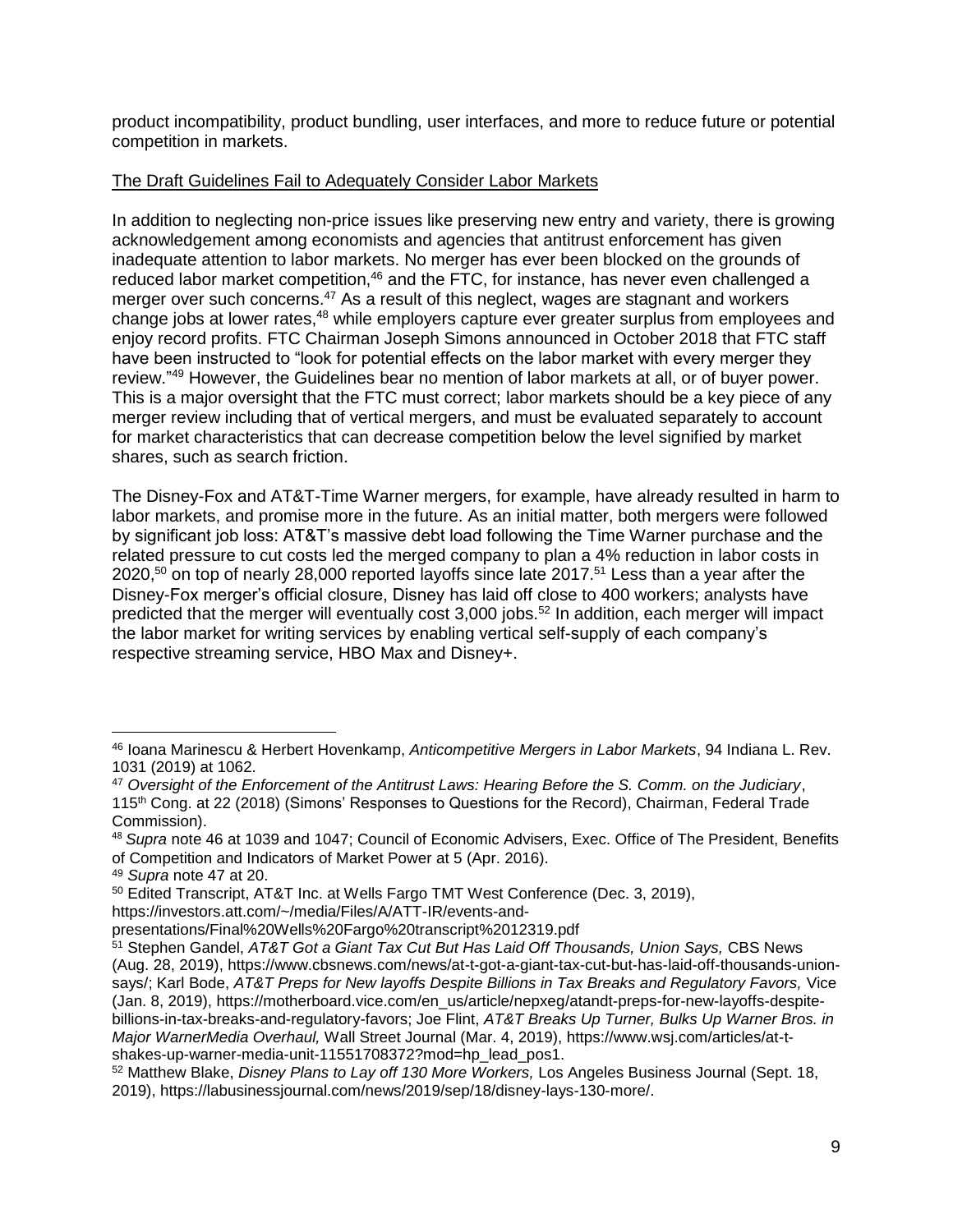product incompatibility, product bundling, user interfaces, and more to reduce future or potential competition in markets.

The Draft Guidelines Fail to Adequately Consider Labor Markets

In addition to neglecting non-price issues like preserving new entry and variety, there is growing acknowledgement among economists and agencies that antitrust enforcement has given inadequate attention to labor markets. No merger has ever been blocked on the grounds of reduced labor market competition,[46] and the FTC, for instance, has never even challenged a merger over such concerns.[47] As a result of this neglect, wages are stagnant and workers change jobs at lower rates,[48] while employers capture ever greater surplus from employees and enjoy record profits. FTC Chairman Joseph Simons announced in October 2018 that FTC staff have been instructed to "look for potential effects on the labor market with every merger they review."[49] However, the Guidelines bear no mention of labor markets at all, or of buyer power. This is a major oversight that the FTC must correct; labor markets should be a key piece of any merger review including that of vertical mergers, and must be evaluated separately to account for market characteristics that can decrease competition below the level signified by market shares, such as search friction.

The Disney-Fox and AT&T-Time Warner mergers, for example, have already resulted in harm to labor markets, and promise more in the future. As an initial matter, both mergers were followed by significant job loss: AT&T's massive debt load following the Time Warner purchase and the related pressure to cut costs led the merged company to plan a 4% reduction in labor costs in 2020,[50] on top of nearly 28,000 reported layoffs since late 2017.[51] Less than a year after the Disney-Fox merger's official closure, Disney has laid off close to 400 workers; analysts have predicted that the merger will eventually cost 3,000 jobs.[52] In addition, each merger will impact the labor market for writing services by enabling vertical self-supply of each company's respective streaming service, HBO Max and Disney+.

---

[46] Ioana Marinescu & Herbert Hovenkamp, *Anticompetitive Mergers in Labor Markets*, 94 Indiana L. Rev. 1031 (2019) at 1062.

[47] *Oversight of the Enforcement of the Antitrust Laws: Hearing Before the S. Comm. on the Judiciary*, 115th Cong. at 22 (2018) (Simons' Responses to Questions for the Record), Chairman, Federal Trade Commission).

[48] *Supra* note 46 at 1039 and 1047; Council of Economic Advisers, Exec. Office of The President, Benefits of Competition and Indicators of Market Power at 5 (Apr. 2016).

[49] *Supra* note 47 at 20.

[50] Edited Transcript, AT&T Inc. at Wells Fargo TMT West Conference (Dec. 3, 2019), https://investors.att.com/~/media/Files/A/ATT-IR/events-and-presentations/Final%20Wells%20Fargo%20transcript%2012319.pdf

[51] Stephen Gandel, *AT&T Got a Giant Tax Cut But Has Laid Off Thousands, Union Says,* CBS News (Aug. 28, 2019), https://www.cbsnews.com/news/at-t-got-a-giant-tax-cut-but-has-laid-off-thousands-union-says/; Karl Bode, *AT&T Preps for New layoffs Despite Billions in Tax Breaks and Regulatory Favors,* Vice (Jan. 8, 2019), https://motherboard.vice.com/en_us/article/nepxeg/atandt-preps-for-new-layoffs-despite-billions-in-tax-breaks-and-regulatory-favors; Joe Flint, *AT&T Breaks Up Turner, Bulks Up Warner Bros. in Major WarnerMedia Overhaul,* Wall Street Journal (Mar. 4, 2019), https://www.wsj.com/articles/at-t-shakes-up-warner-media-unit-11551708372?mod=hp_lead_pos1.

[52] Matthew Blake, *Disney Plans to Lay off 130 More Workers,* Los Angeles Business Journal (Sept. 18, 2019), https://labusinessjournal.com/news/2019/sep/18/disney-lays-130-more/.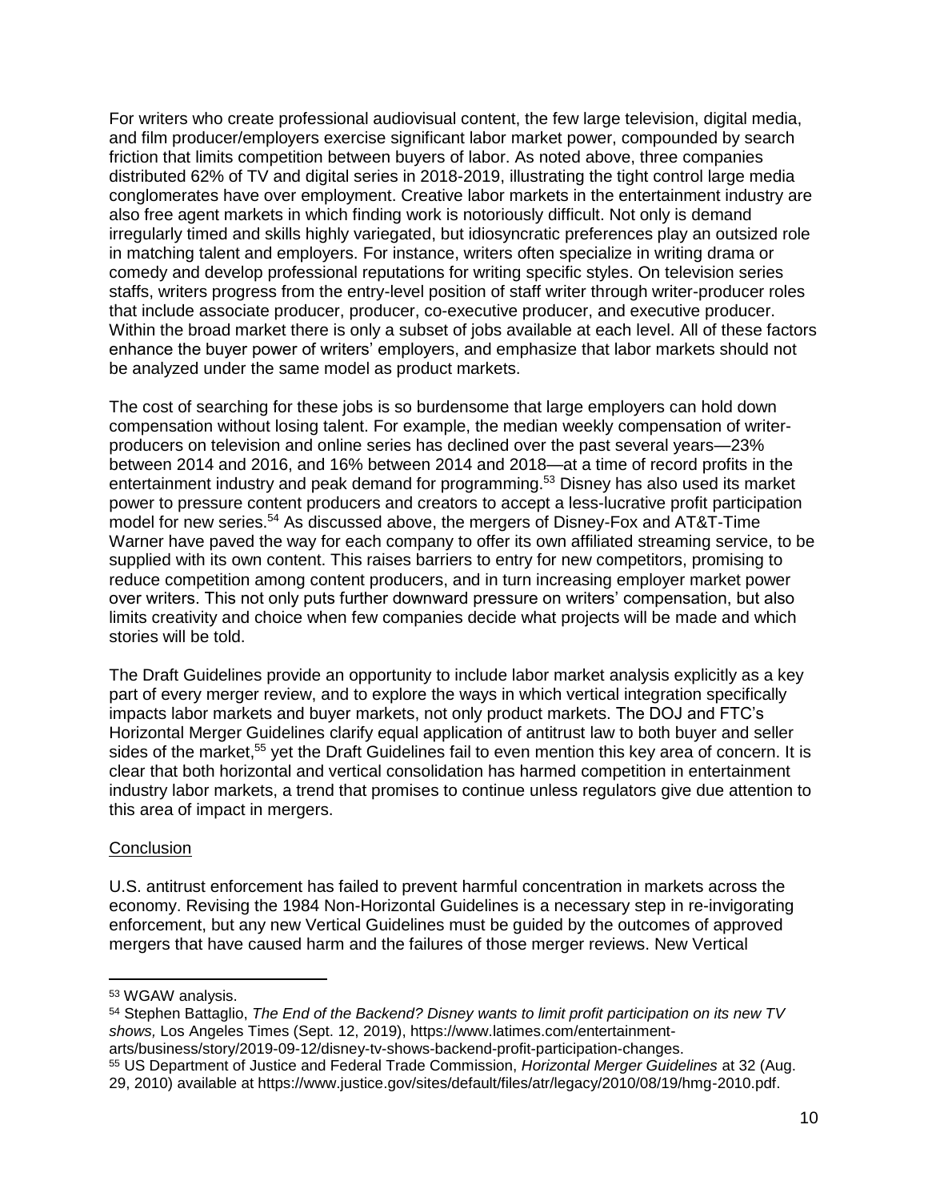For writers who create professional audiovisual content, the few large television, digital media, and film producer/employers exercise significant labor market power, compounded by search friction that limits competition between buyers of labor. As noted above, three companies distributed 62% of TV and digital series in 2018-2019, illustrating the tight control large media conglomerates have over employment. Creative labor markets in the entertainment industry are also free agent markets in which finding work is notoriously difficult. Not only is demand irregularly timed and skills highly variegated, but idiosyncratic preferences play an outsized role in matching talent and employers. For instance, writers often specialize in writing drama or comedy and develop professional reputations for writing specific styles. On television series staffs, writers progress from the entry-level position of staff writer through writer-producer roles that include associate producer, producer, co-executive producer, and executive producer. Within the broad market there is only a subset of jobs available at each level. All of these factors enhance the buyer power of writers' employers, and emphasize that labor markets should not be analyzed under the same model as product markets.

The cost of searching for these jobs is so burdensome that large employers can hold down compensation without losing talent. For example, the median weekly compensation of writer-producers on television and online series has declined over the past several years—23% between 2014 and 2016, and 16% between 2014 and 2018—at a time of record profits in the entertainment industry and peak demand for programming.[53] Disney has also used its market power to pressure content producers and creators to accept a less-lucrative profit participation model for new series.[54] As discussed above, the mergers of Disney-Fox and AT&T-Time Warner have paved the way for each company to offer its own affiliated streaming service, to be supplied with its own content. This raises barriers to entry for new competitors, promising to reduce competition among content producers, and in turn increasing employer market power over writers. This not only puts further downward pressure on writers' compensation, but also limits creativity and choice when few companies decide what projects will be made and which stories will be told.

The Draft Guidelines provide an opportunity to include labor market analysis explicitly as a key part of every merger review, and to explore the ways in which vertical integration specifically impacts labor markets and buyer markets, not only product markets. The DOJ and FTC's Horizontal Merger Guidelines clarify equal application of antitrust law to both buyer and seller sides of the market,[55] yet the Draft Guidelines fail to even mention this key area of concern. It is clear that both horizontal and vertical consolidation has harmed competition in entertainment industry labor markets, a trend that promises to continue unless regulators give due attention to this area of impact in mergers.

## Conclusion

U.S. antitrust enforcement has failed to prevent harmful concentration in markets across the economy. Revising the 1984 Non-Horizontal Guidelines is a necessary step in re-invigorating enforcement, but any new Vertical Guidelines must be guided by the outcomes of approved mergers that have caused harm and the failures of those merger reviews. New Vertical

---

[53] WGAW analysis.

[54] Stephen Battaglio, *The End of the Backend? Disney wants to limit profit participation on its new TV shows,* Los Angeles Times (Sept. 12, 2019), https://www.latimes.com/entertainment-arts/business/story/2019-09-12/disney-tv-shows-backend-profit-participation-changes.

[55] US Department of Justice and Federal Trade Commission, *Horizontal Merger Guidelines* at 32 (Aug. 29, 2010) available at https://www.justice.gov/sites/default/files/atr/legacy/2010/08/19/hmg-2010.pdf.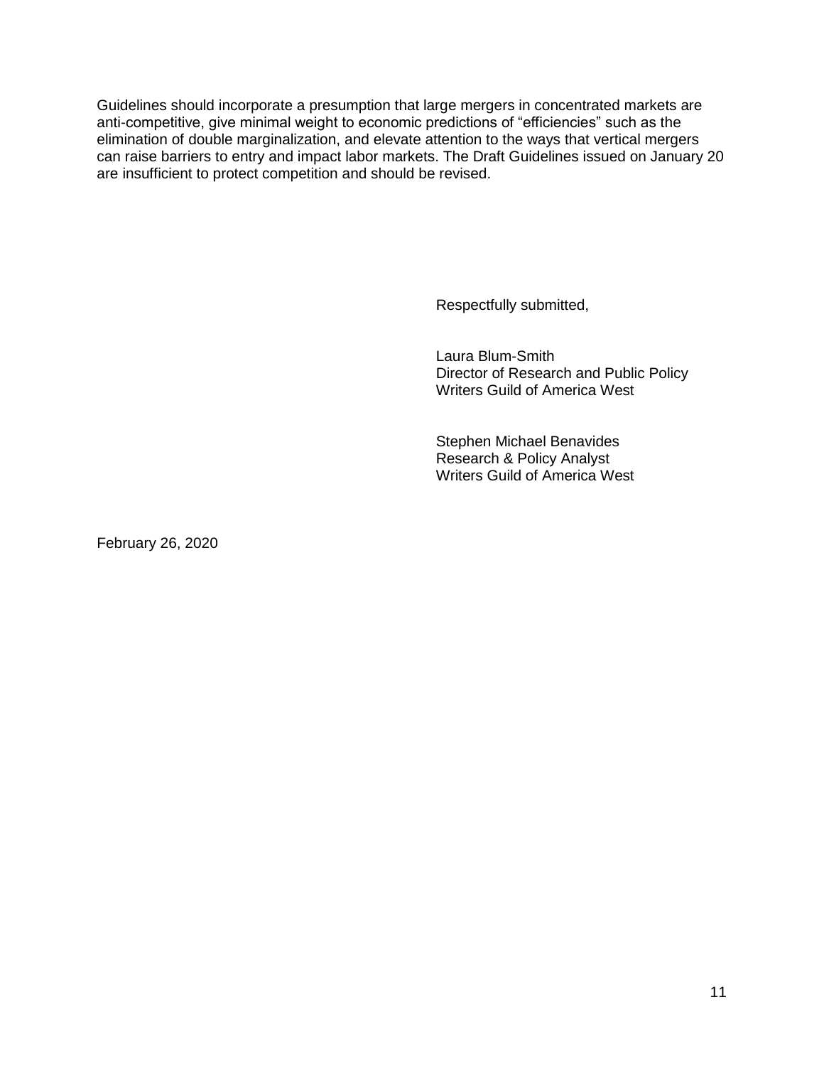Guidelines should incorporate a presumption that large mergers in concentrated markets are anti-competitive, give minimal weight to economic predictions of "efficiencies" such as the elimination of double marginalization, and elevate attention to the ways that vertical mergers can raise barriers to entry and impact labor markets. The Draft Guidelines issued on January 20 are insufficient to protect competition and should be revised.

Respectfully submitted,

Laura Blum-Smith
Director of Research and Public Policy
Writers Guild of America West

Stephen Michael Benavides
Research & Policy Analyst
Writers Guild of America West

February 26, 2020